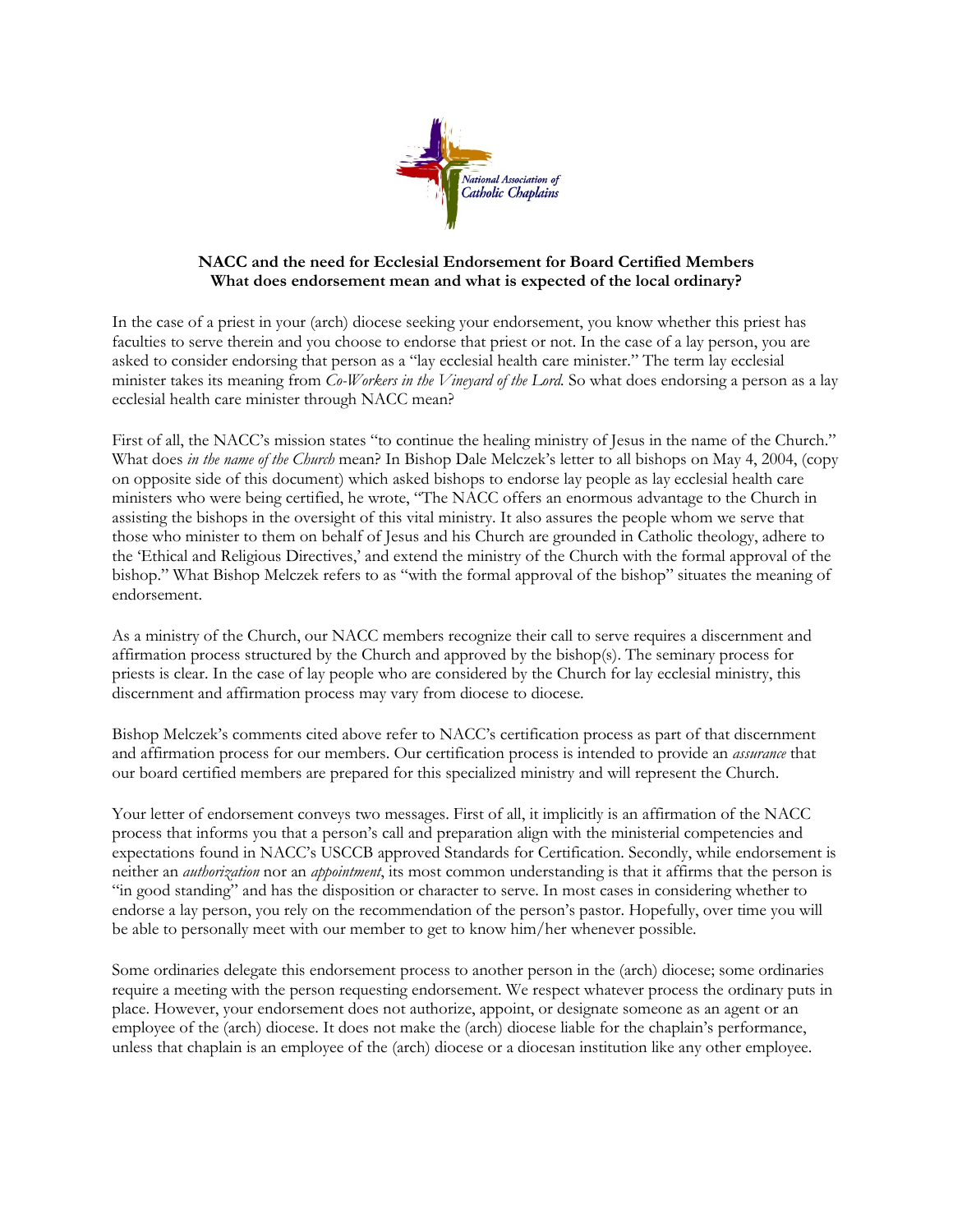National Association of Catholic Chaplains

**NACC and the need for Ecclesial Endorsement for Board Certified Members**
**What does endorsement mean and what is expected of the local ordinary?**

In the case of a priest in your (arch) diocese seeking your endorsement, you know whether this priest has faculties to serve therein and you choose to endorse that priest or not. In the case of a lay person, you are asked to consider endorsing that person as a "lay ecclesial health care minister." The term lay ecclesial minister takes its meaning from *Co-Workers in the Vineyard of the Lord*. So what does endorsing a person as a lay ecclesial health care minister through NACC mean?

First of all, the NACC's mission states "to continue the healing ministry of Jesus in the name of the Church." What does *in the name of the Church* mean? In Bishop Dale Melczek's letter to all bishops on May 4, 2004, (copy on opposite side of this document) which asked bishops to endorse lay people as lay ecclesial health care ministers who were being certified, he wrote, "The NACC offers an enormous advantage to the Church in assisting the bishops in the oversight of this vital ministry. It also assures the people whom we serve that those who minister to them on behalf of Jesus and his Church are grounded in Catholic theology, adhere to the 'Ethical and Religious Directives,' and extend the ministry of the Church with the formal approval of the bishop." What Bishop Melczek refers to as "with the formal approval of the bishop" situates the meaning of endorsement.

As a ministry of the Church, our NACC members recognize their call to serve requires a discernment and affirmation process structured by the Church and approved by the bishop(s). The seminary process for priests is clear. In the case of lay people who are considered by the Church for lay ecclesial ministry, this discernment and affirmation process may vary from diocese to diocese.

Bishop Melczek's comments cited above refer to NACC's certification process as part of that discernment and affirmation process for our members. Our certification process is intended to provide an *assurance* that our board certified members are prepared for this specialized ministry and will represent the Church.

Your letter of endorsement conveys two messages. First of all, it implicitly is an affirmation of the NACC process that informs you that a person's call and preparation align with the ministerial competencies and expectations found in NACC's USCCB approved Standards for Certification. Secondly, while endorsement is neither an *authorization* nor an *appointment*, its most common understanding is that it affirms that the person is "in good standing" and has the disposition or character to serve. In most cases in considering whether to endorse a lay person, you rely on the recommendation of the person's pastor. Hopefully, over time you will be able to personally meet with our member to get to know him/her whenever possible.

Some ordinaries delegate this endorsement process to another person in the (arch) diocese; some ordinaries require a meeting with the person requesting endorsement. We respect whatever process the ordinary puts in place. However, your endorsement does not authorize, appoint, or designate someone as an agent or an employee of the (arch) diocese. It does not make the (arch) diocese liable for the chaplain's performance, unless that chaplain is an employee of the (arch) diocese or a diocesan institution like any other employee.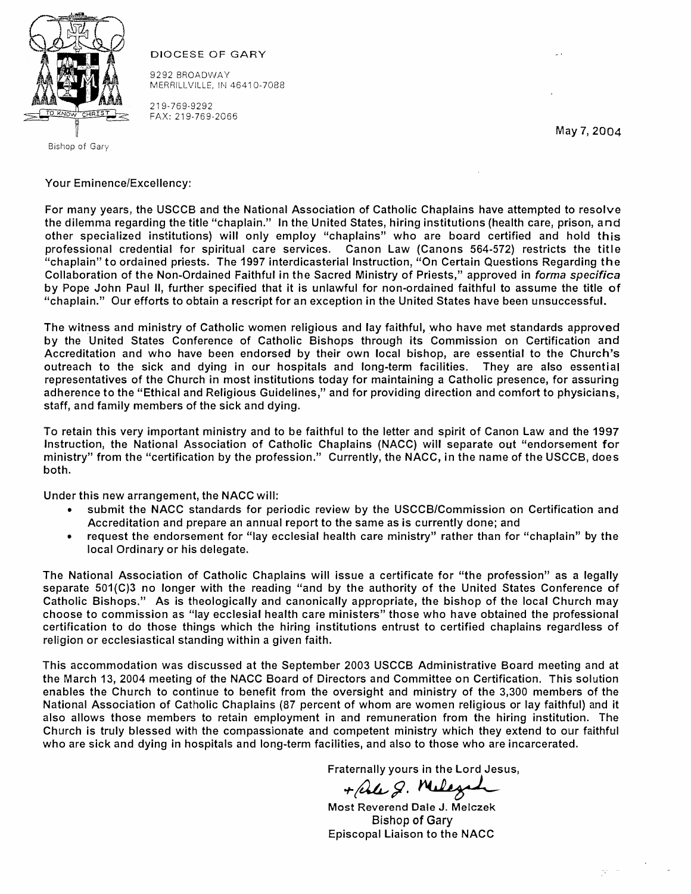DIOCESE OF GARY

9292 BROADWAY
MERRILLVILLE, IN 46410-7088

219-769-9292
FAX: 219-769-2066

TO KNOW CHRIST

Bishop of Gary

May 7, 2004

Your Eminence/Excellency:

For many years, the USCCB and the National Association of Catholic Chaplains have attempted to resolve the dilemma regarding the title "chaplain." In the United States, hiring institutions (health care, prison, and other specialized institutions) will only employ "chaplains" who are board certified and hold this professional credential for spiritual care services. Canon Law (Canons 564-572) restricts the title "chaplain" to ordained priests. The 1997 interdicasterial Instruction, "On Certain Questions Regarding the Collaboration of the Non-Ordained Faithful in the Sacred Ministry of Priests," approved in *forma specifica* by Pope John Paul II, further specified that it is unlawful for non-ordained faithful to assume the title of "chaplain." Our efforts to obtain a rescript for an exception in the United States have been unsuccessful.

The witness and ministry of Catholic women religious and lay faithful, who have met standards approved by the United States Conference of Catholic Bishops through its Commission on Certification and Accreditation and who have been endorsed by their own local bishop, are essential to the Church's outreach to the sick and dying in our hospitals and long-term facilities. They are also essential representatives of the Church in most institutions today for maintaining a Catholic presence, for assuring adherence to the "Ethical and Religious Guidelines," and for providing direction and comfort to physicians, staff, and family members of the sick and dying.

To retain this very important ministry and to be faithful to the letter and spirit of Canon Law and the 1997 Instruction, the National Association of Catholic Chaplains (NACC) will separate out "endorsement for ministry" from the "certification by the profession." Currently, the NACC, in the name of the USCCB, does both.

Under this new arrangement, the NACC will:

- submit the NACC standards for periodic review by the USCCB/Commission on Certification and Accreditation and prepare an annual report to the same as is currently done; and
- request the endorsement for "lay ecclesial health care ministry" rather than for "chaplain" by the local Ordinary or his delegate.

The National Association of Catholic Chaplains will issue a certificate for "the profession" as a legally separate 501(C)3 no longer with the reading "and by the authority of the United States Conference of Catholic Bishops." As is theologically and canonically appropriate, the bishop of the local Church may choose to commission as "lay ecclesial health care ministers" those who have obtained the professional certification to do those things which the hiring institutions entrust to certified chaplains regardless of religion or ecclesiastical standing within a given faith.

This accommodation was discussed at the September 2003 USCCB Administrative Board meeting and at the March 13, 2004 meeting of the NACC Board of Directors and Committee on Certification. This solution enables the Church to continue to benefit from the oversight and ministry of the 3,300 members of the National Association of Catholic Chaplains (87 percent of whom are women religious or lay faithful) and it also allows those members to retain employment in and remuneration from the hiring institution. The Church is truly blessed with the compassionate and competent ministry which they extend to our faithful who are sick and dying in hospitals and long-term facilities, and also to those who are incarcerated.

Fraternally yours in the Lord Jesus,

+Dale J. Melczek

Most Reverend Dale J. Melczek
Bishop of Gary
Episcopal Liaison to the NACC